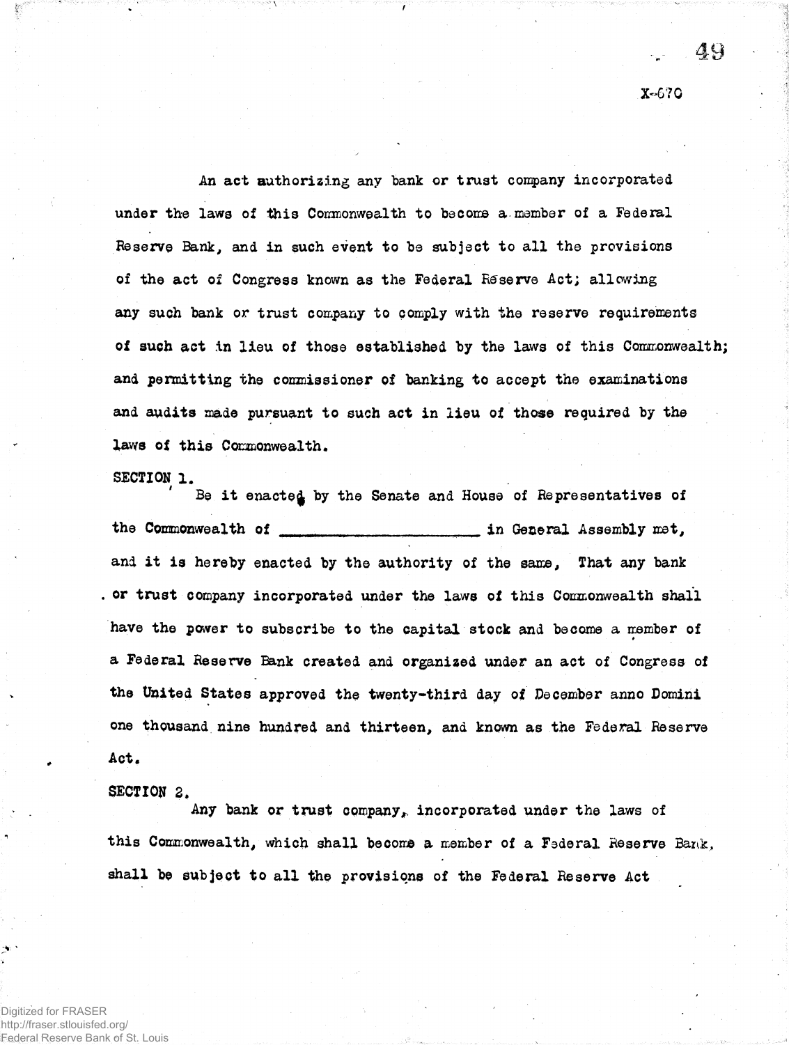X-670

An act authorizing any bank or trust company incorporated under the laws of this Commonwealth to become a member of a Federal Reserve Bank, and in such event to be subject to all the provisions of the act of Congress known as the Federal Reserve Act; allowing any such bank or trust company to comply with the reserve requirements of such act in lieu of those established by the laws of this Commonwealth; and permitting the commissioner of banking to accept the examinations and audits made pursuant to such act in lieu of those required by the laws of this Commonwealth.

SECTION 1.

Be it enacted by the Senate and House of Representatives of the Commonwealth of ______________________ in General Assembly met, and it is hereby enacted by the authority of the same, That any bank or trust company incorporated under the laws of this Commonwealth shall have the power to subscribe to the capital stock and become a member of a Federal Reserve Bank created and organized under an act of Congress of the United States approved the twenty-third day of December anno Domini one thousand nine hundred and thirteen, and known as the Federal Reserve Act.

SECTION 2.

Any bank or trust company, incorporated under the laws of this Commonwealth, which shall become a member of a Federal Reserve Bank, shall be subject to all the provisions of the Federal Reserve Act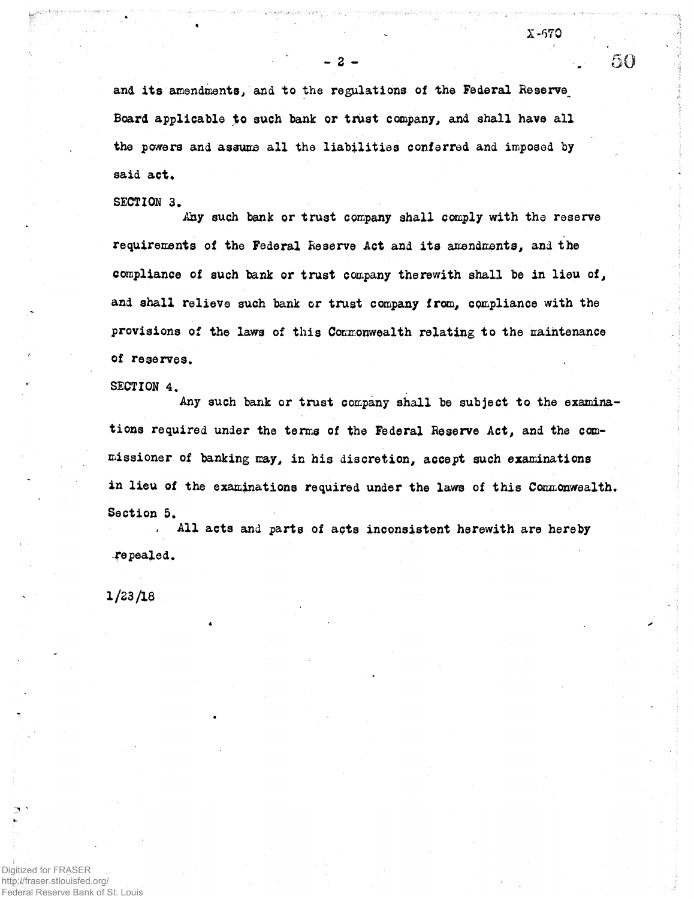and its amendments, and to the regulations of the Federal Reserve Board applicable to such bank or trust company, and shall have all the powers and assume all the liabilities conferred and imposed by said act.

SECTION 3.

Any such bank or trust company shall comply with the reserve requirements of the Federal Reserve Act and its amendments, and the compliance of such bank or trust company therewith shall be in lieu of, and shall relieve such bank or trust company from, compliance with the provisions of the laws of this Commonwealth relating to the maintenance of reserves.

SECTION 4.

Any such bank or trust company shall be subject to the examinations required under the terms of the Federal Reserve Act, and the commissioner of banking may, in his discretion, accept such examinations in lieu of the examinations required under the laws of this Commonwealth.

Section 5.

All acts and parts of acts inconsistent herewith are hereby repealed.

1/23/18